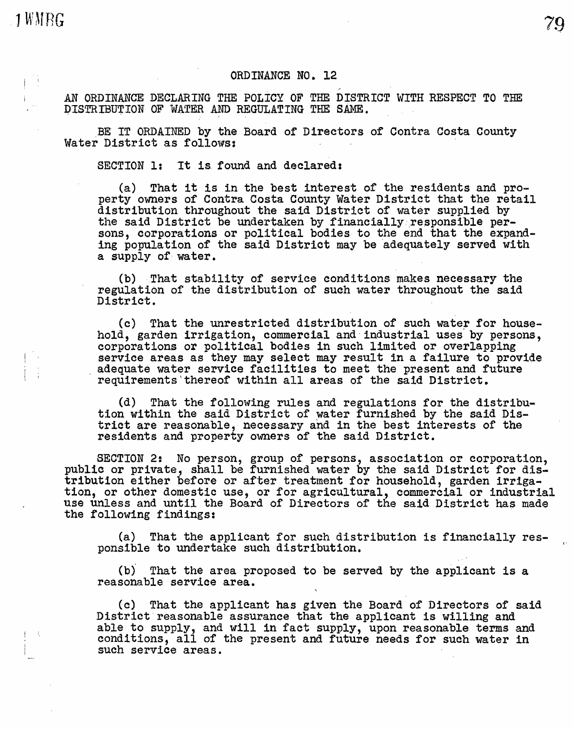# ORDINANCE NO. 12

AN ORDINANCE DECLARING THE POLICY OF THE DISTRICT WITH RESPECT TO THE DISTRIBUTION OF WATER AND REGULATING THE SAME.

BE IT ORDAINED by the Board of Directors of Contra Costa County Water District as follows:

SECTION 1: It is found and declared:

(a) That it is in the best interest of the residents and property owners of Contra Costa County Water District that the retail distribution throughout the said District of water supplied by the said District be undertaken by financially responsible persons, corporations or political bodies to the end that the expanding population of the said District may be adequately served with a supply of water.

(b) That stability of service conditions makes necessary the regulation of the distribution of such water throughout the said District.

(c) That the unrestricted distribution of such water for household, garden irrigation, commercial and industrial uses by persons, corporations or political bodies in such limited or overlapping service areas as they may select may result in a failure to provide adequate water service facilities to meet the present and future requirements thereof within all areas of the said District.

(d) That the following rules and regulations for the distribution within the said District of water furnished by the said District are reasonable, necessary and in the best interests of the residents and property owners of the said District.

SECTION 2: No person, group of persons, association or corporation, public or private, shall be furnished water by the said District for distribution either before or after treatment for household, garden irrigation, or other domestic use, or for agricultural, commercial or industrial use unless and until the Board of Directors of the said District has made the following findings:

(a) That the applicant for such distribution is financially responsible to undertake such distribution.

(b) That the area proposed to be served by the applicant is a reasonable service area.

(c) That the applicant has given the Board of Directors of said District reasonable assurance that the applicant is willing and able to supply, and will in fact supply, upon reasonable terms and conditions, all of the present and future needs for such water in such service areas.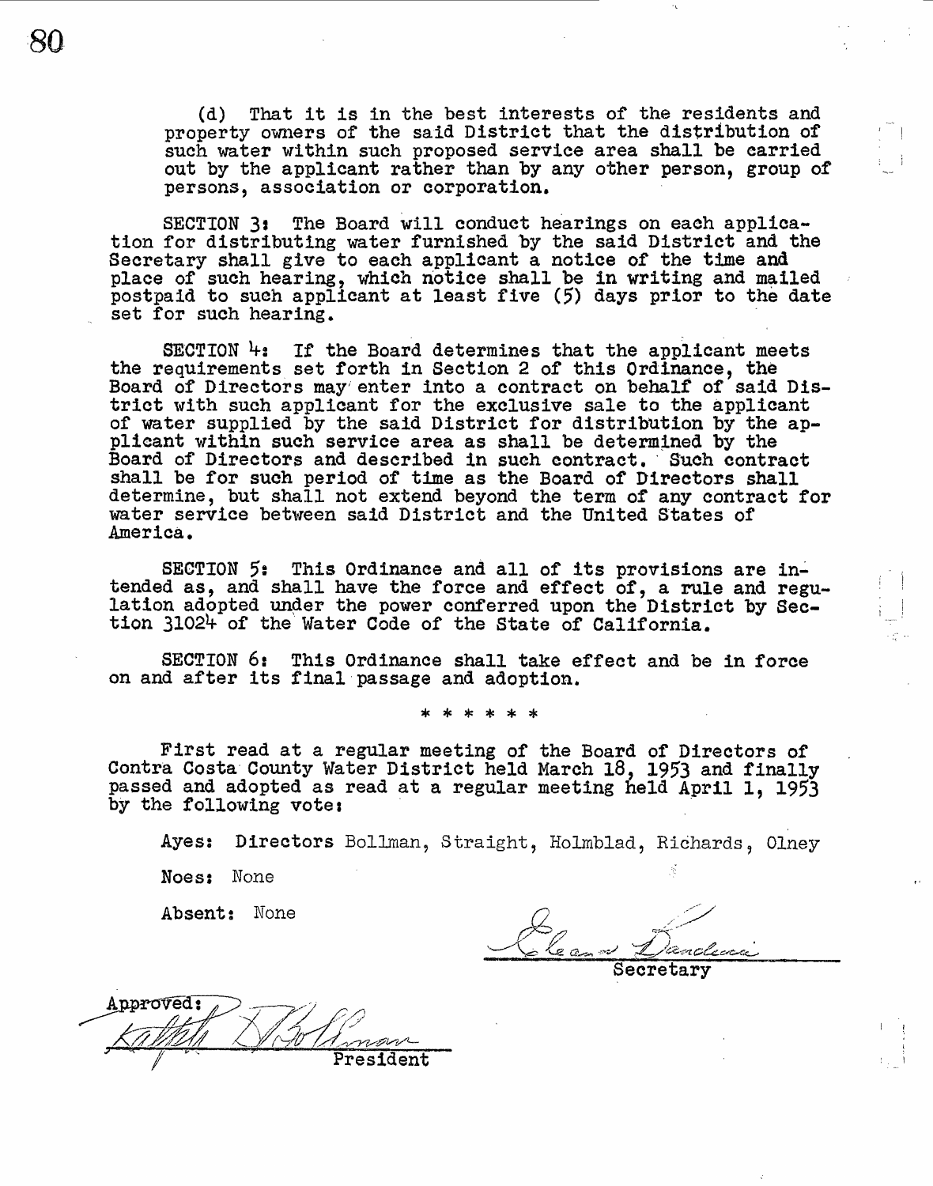(d) That it is in the best interests of the residents and property owners of the said District that the distribution of such water within such proposed service area shall be carried out by the applicant rather than by any other person, group of persons, association or corporation.

SECTION 3: The Board will conduct hearings on each application for distributing water furnished by the said District and the Secretary shall give to each applicant a notice of the time and place of such hearing, which notice shall be in writing and mailed postpaid to such applicant at least five (5) days prior to the date set for such hearing.

SECTION 4: If the Board determines that the applicant meets the requirements set forth in Section 2 of this Ordinance, the Board of Directors may enter into a contract on behalf of said District with such applicant for the exclusive sale to the applicant of water supplied by the said District for distribution by the applicant within such service area as shall be determined by the Board of Directors and described in such contract. Such contract shall be for such period of time as the Board of Directors shall determine, but shall not extend beyond the term of any contract for water service between said District and the United States of America.

SECTION 5: This Ordinance and all of its provisions are intended as, and shall have the force and effect of, a rule and regulation adopted under the power conferred upon the District by Section 31024 of the Water Code of the State of California.

SECTION 6: This Ordinance shall take effect and be in force on and after its final passage and adoption.

* * * * * *

First read at a regular meeting of the Board of Directors of Contra Costa County Water District held March 18, 1953 and finally passed and adopted as read at a regular meeting held April 1, 1953 by the following vote:

Ayes: Directors Bollman, Straight, Holmblad, Richards, Olney

Noes: None

Absent: None

Secretary

Approved:

President